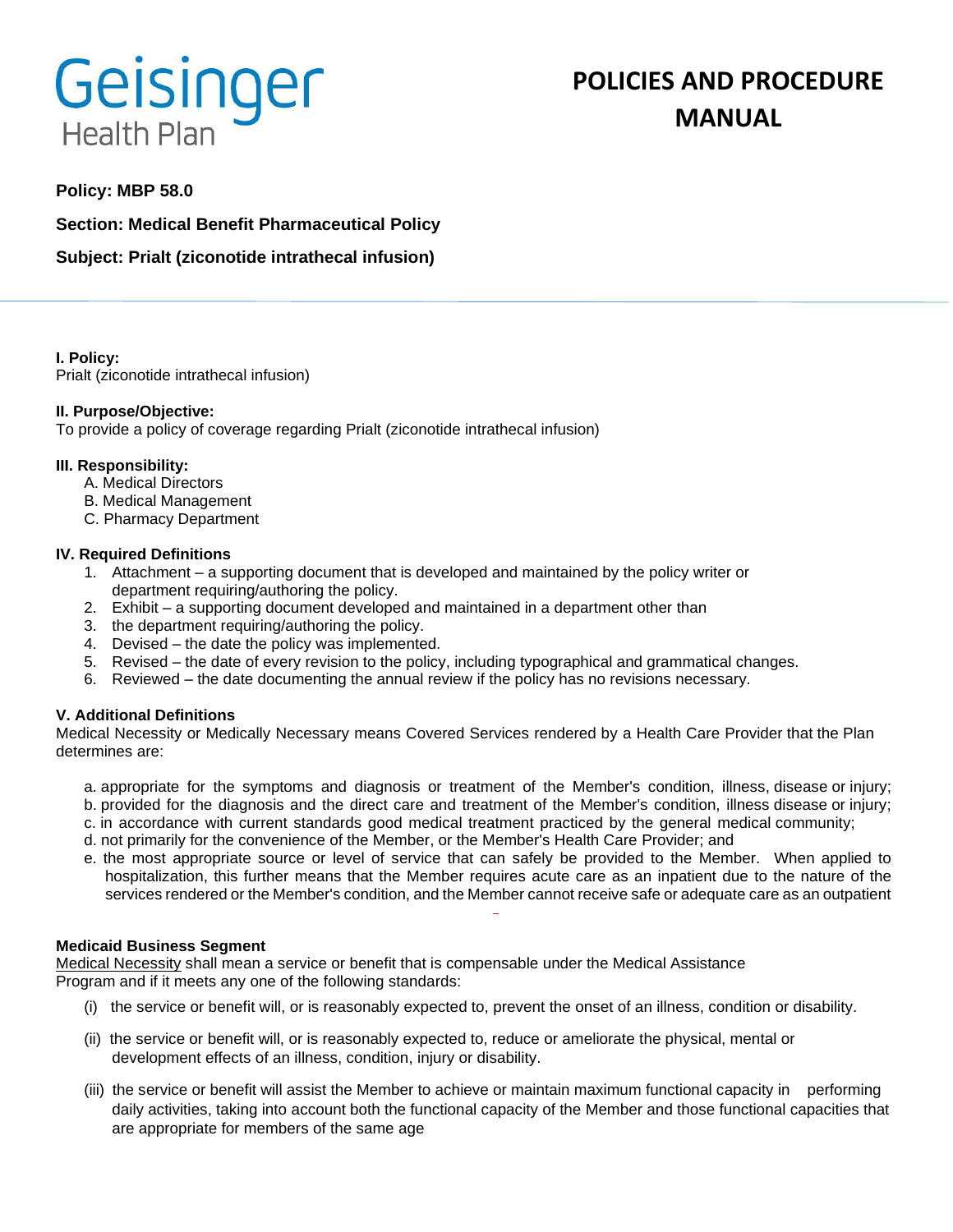Geisinger Health Plan

# POLICIES AND PROCEDURE MANUAL

**Policy: MBP 58.0**

**Section: Medical Benefit Pharmaceutical Policy**

**Subject: Prialt (ziconotide intrathecal infusion)**

**I. Policy:**
Prialt (ziconotide intrathecal infusion)

**II. Purpose/Objective:**
To provide a policy of coverage regarding Prialt (ziconotide intrathecal infusion)

**III. Responsibility:**
- A. Medical Directors
- B. Medical Management
- C. Pharmacy Department

**IV. Required Definitions**
1. Attachment – a supporting document that is developed and maintained by the policy writer or department requiring/authoring the policy.
2. Exhibit – a supporting document developed and maintained in a department other than
3. the department requiring/authoring the policy.
4. Devised – the date the policy was implemented.
5. Revised – the date of every revision to the policy, including typographical and grammatical changes.
6. Reviewed – the date documenting the annual review if the policy has no revisions necessary.

**V. Additional Definitions**
Medical Necessity or Medically Necessary means Covered Services rendered by a Health Care Provider that the Plan determines are:

- a. appropriate for the symptoms and diagnosis or treatment of the Member's condition, illness, disease or injury;
- b. provided for the diagnosis and the direct care and treatment of the Member's condition, illness disease or injury;
- c. in accordance with current standards good medical treatment practiced by the general medical community;
- d. not primarily for the convenience of the Member, or the Member's Health Care Provider; and
- e. the most appropriate source or level of service that can safely be provided to the Member. When applied to hospitalization, this further means that the Member requires acute care as an inpatient due to the nature of the services rendered or the Member's condition, and the Member cannot receive safe or adequate care as an outpatient

**Medicaid Business Segment**
Medical Necessity shall mean a service or benefit that is compensable under the Medical Assistance Program and if it meets any one of the following standards:

- (i) the service or benefit will, or is reasonably expected to, prevent the onset of an illness, condition or disability.
- (ii) the service or benefit will, or is reasonably expected to, reduce or ameliorate the physical, mental or development effects of an illness, condition, injury or disability.
- (iii) the service or benefit will assist the Member to achieve or maintain maximum functional capacity in performing daily activities, taking into account both the functional capacity of the Member and those functional capacities that are appropriate for members of the same age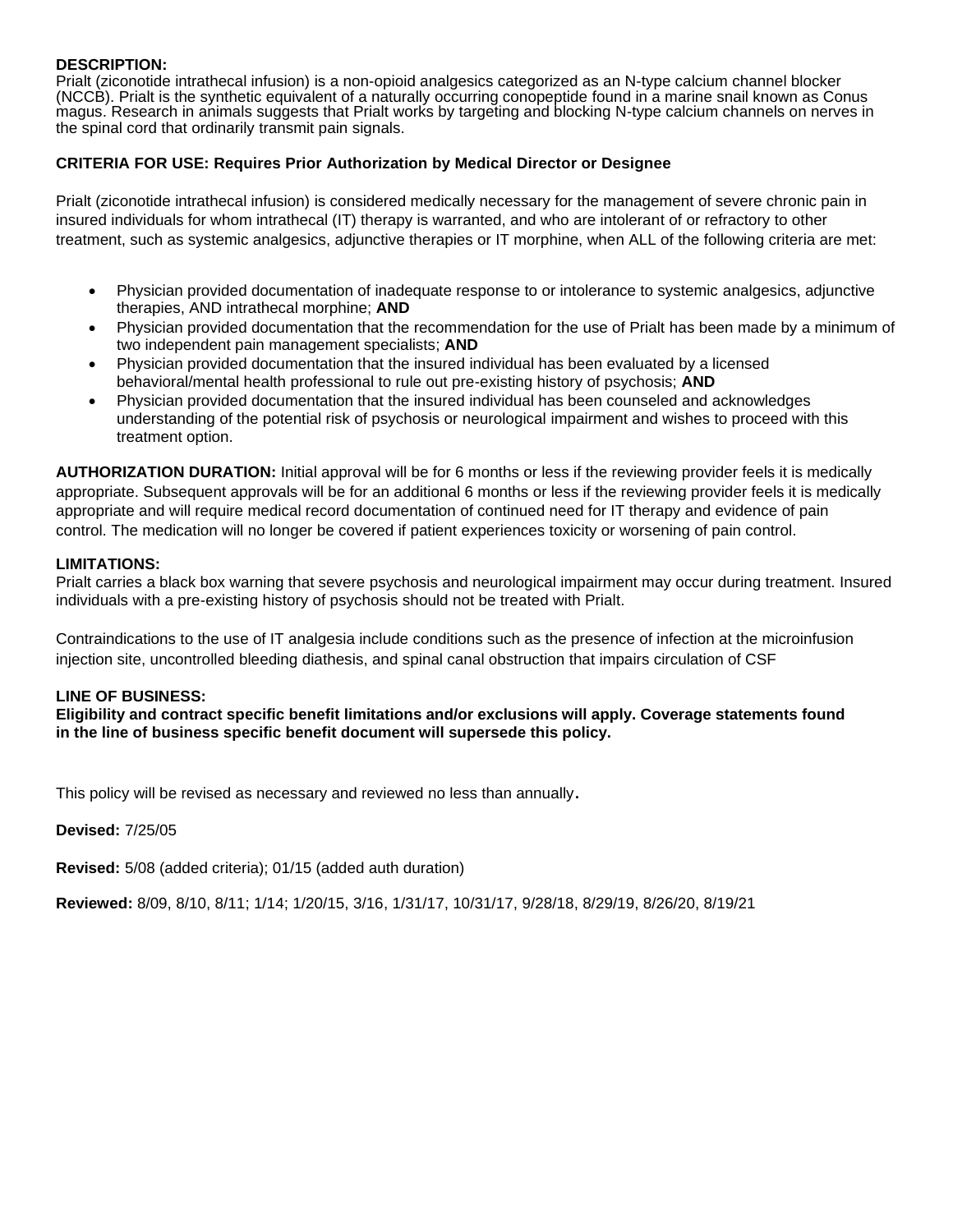**DESCRIPTION:**
Prialt (ziconotide intrathecal infusion) is a non-opioid analgesics categorized as an N-type calcium channel blocker (NCCB). Prialt is the synthetic equivalent of a naturally occurring conopeptide found in a marine snail known as Conus magus. Research in animals suggests that Prialt works by targeting and blocking N-type calcium channels on nerves in the spinal cord that ordinarily transmit pain signals.

**CRITERIA FOR USE: Requires Prior Authorization by Medical Director or Designee**

Prialt (ziconotide intrathecal infusion) is considered medically necessary for the management of severe chronic pain in insured individuals for whom intrathecal (IT) therapy is warranted, and who are intolerant of or refractory to other treatment, such as systemic analgesics, adjunctive therapies or IT morphine, when ALL of the following criteria are met:

- Physician provided documentation of inadequate response to or intolerance to systemic analgesics, adjunctive therapies, AND intrathecal morphine; **AND**
- Physician provided documentation that the recommendation for the use of Prialt has been made by a minimum of two independent pain management specialists; **AND**
- Physician provided documentation that the insured individual has been evaluated by a licensed behavioral/mental health professional to rule out pre-existing history of psychosis; **AND**
- Physician provided documentation that the insured individual has been counseled and acknowledges understanding of the potential risk of psychosis or neurological impairment and wishes to proceed with this treatment option.

**AUTHORIZATION DURATION:** Initial approval will be for 6 months or less if the reviewing provider feels it is medically appropriate. Subsequent approvals will be for an additional 6 months or less if the reviewing provider feels it is medically appropriate and will require medical record documentation of continued need for IT therapy and evidence of pain control. The medication will no longer be covered if patient experiences toxicity or worsening of pain control.

**LIMITATIONS:**
Prialt carries a black box warning that severe psychosis and neurological impairment may occur during treatment. Insured individuals with a pre-existing history of psychosis should not be treated with Prialt.

Contraindications to the use of IT analgesia include conditions such as the presence of infection at the microinfusion injection site, uncontrolled bleeding diathesis, and spinal canal obstruction that impairs circulation of CSF

**LINE OF BUSINESS:**
**Eligibility and contract specific benefit limitations and/or exclusions will apply. Coverage statements found in the line of business specific benefit document will supersede this policy.**

This policy will be revised as necessary and reviewed no less than annually.

**Devised:** 7/25/05

**Revised:** 5/08 (added criteria); 01/15 (added auth duration)

**Reviewed:** 8/09, 8/10, 8/11; 1/14; 1/20/15, 3/16, 1/31/17, 10/31/17, 9/28/18, 8/29/19, 8/26/20, 8/19/21